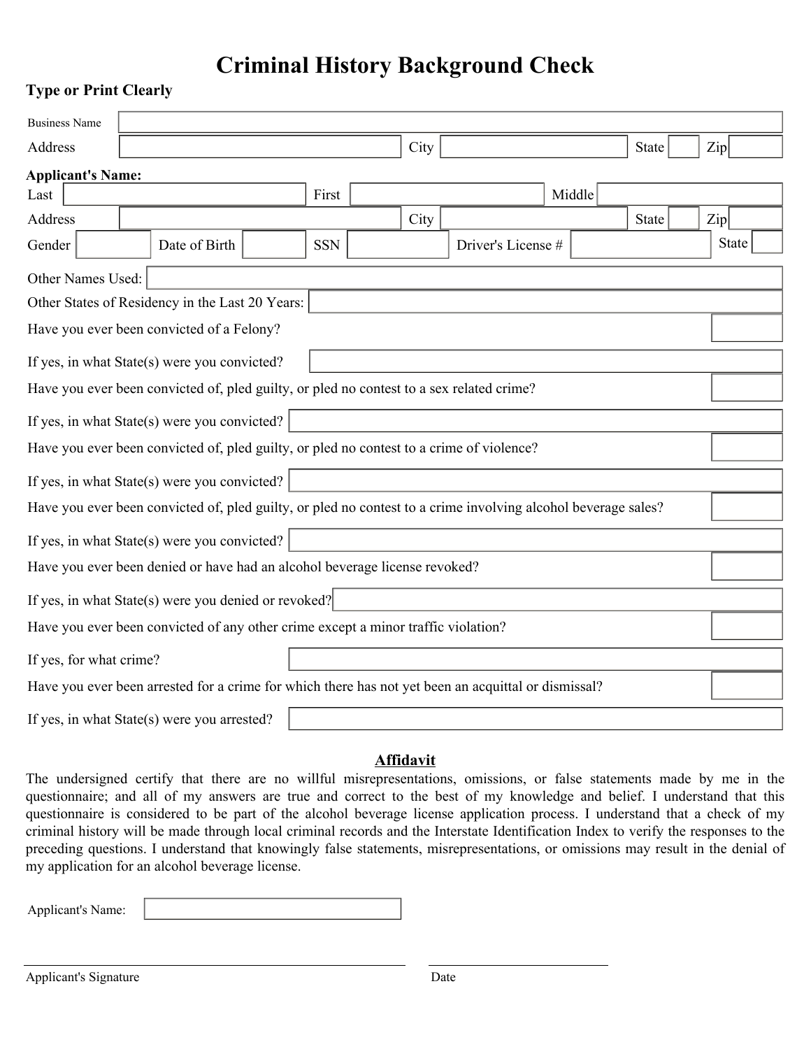# Criminal History Background Check

**Type or Print Clearly**

Business Name: 

Address: City: State: Zip: 

**Applicant's Name:**

Last: First: Middle: 

Address: City: State: Zip: 

Gender: Date of Birth: SSN: Driver's License #: State: 

Other Names Used: 

Other States of Residency in the Last 20 Years: 

Have you ever been convicted of a Felony? 

If yes, in what State(s) were you convicted? 

Have you ever been convicted of, pled guilty, or pled no contest to a sex related crime? 

If yes, in what State(s) were you convicted? 

Have you ever been convicted of, pled guilty, or pled no contest to a crime of violence? 

If yes, in what State(s) were you convicted? 

Have you ever been convicted of, pled guilty, or pled no contest to a crime involving alcohol beverage sales? 

If yes, in what State(s) were you convicted? 

Have you ever been denied or have had an alcohol beverage license revoked? 

If yes, in what State(s) were you denied or revoked? 

Have you ever been convicted of any other crime except a minor traffic violation? 

If yes, for what crime? 

Have you ever been arrested for a crime for which there has not yet been an acquittal or dismissal? 

If yes, in what State(s) were you arrested? 

## Affidavit

The undersigned certify that there are no willful misrepresentations, omissions, or false statements made by me in the questionnaire; and all of my answers are true and correct to the best of my knowledge and belief. I understand that this questionnaire is considered to be part of the alcohol beverage license application process. I understand that a check of my criminal history will be made through local criminal records and the Interstate Identification Index to verify the responses to the preceding questions. I understand that knowingly false statements, misrepresentations, or omissions may result in the denial of my application for an alcohol beverage license.

Applicant's Name: 

______________________________ Applicant's Signature

______________________________ Date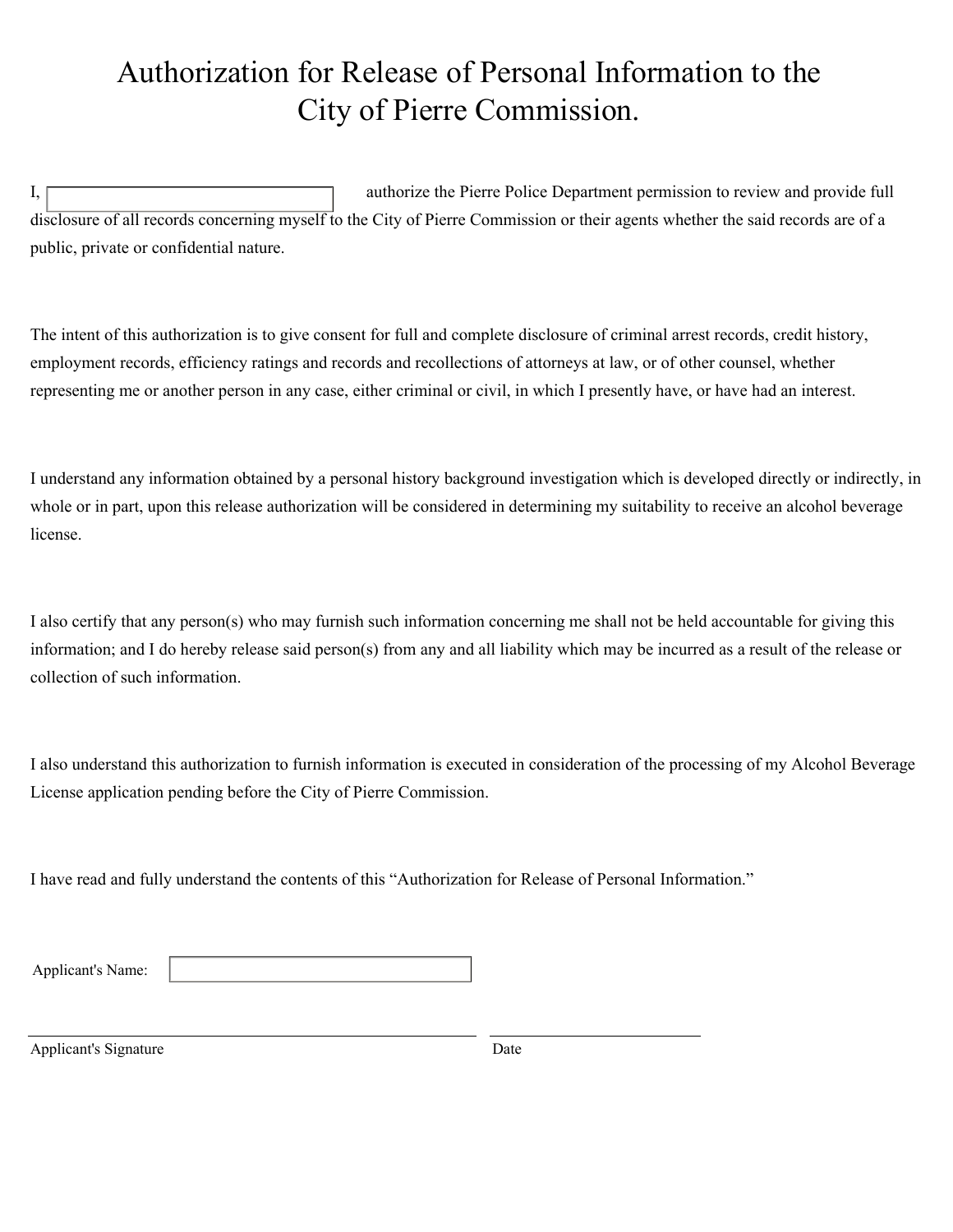# Authorization for Release of Personal Information to the City of Pierre Commission.

I, ______________________ authorize the Pierre Police Department permission to review and provide full disclosure of all records concerning myself to the City of Pierre Commission or their agents whether the said records are of a public, private or confidential nature.

The intent of this authorization is to give consent for full and complete disclosure of criminal arrest records, credit history, employment records, efficiency ratings and records and recollections of attorneys at law, or of other counsel, whether representing me or another person in any case, either criminal or civil, in which I presently have, or have had an interest.

I understand any information obtained by a personal history background investigation which is developed directly or indirectly, in whole or in part, upon this release authorization will be considered in determining my suitability to receive an alcohol beverage license.

I also certify that any person(s) who may furnish such information concerning me shall not be held accountable for giving this information; and I do hereby release said person(s) from any and all liability which may be incurred as a result of the release or collection of such information.

I also understand this authorization to furnish information is executed in consideration of the processing of my Alcohol Beverage License application pending before the City of Pierre Commission.

I have read and fully understand the contents of this "Authorization for Release of Personal Information."

Applicant's Name: ______________________

______________________ ______________________
Applicant's Signature Date